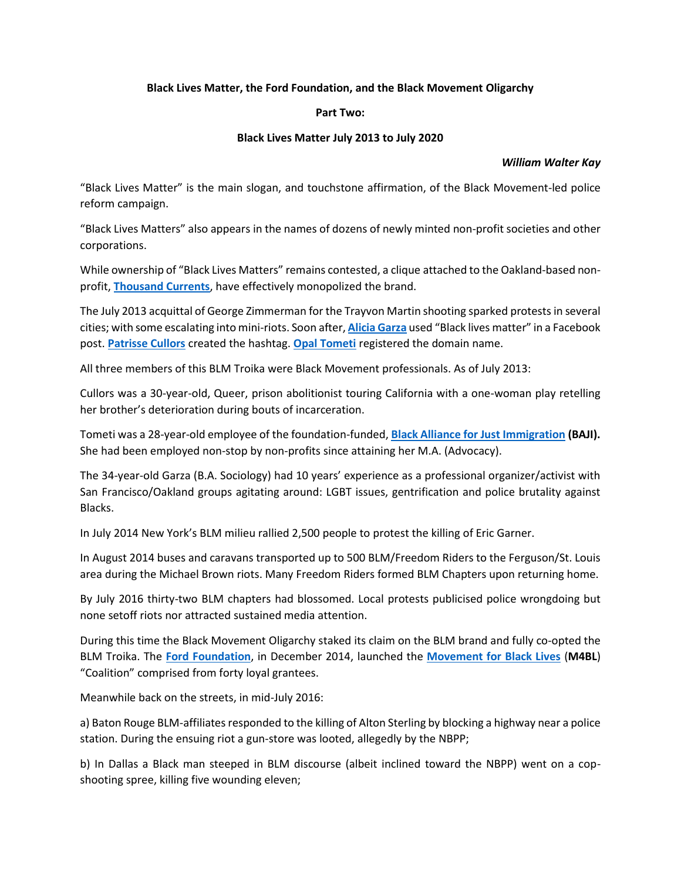**Black Lives Matter, the Ford Foundation, and the Black Movement Oligarchy**

**Part Two:**

**Black Lives Matter July 2013 to July 2020**

***William Walter Kay***

"Black Lives Matter" is the main slogan, and touchstone affirmation, of the Black Movement-led police reform campaign.

"Black Lives Matters" also appears in the names of dozens of newly minted non-profit societies and other corporations.

While ownership of "Black Lives Matters" remains contested, a clique attached to the Oakland-based non-profit, **Thousand Currents**, have effectively monopolized the brand.

The July 2013 acquittal of George Zimmerman for the Trayvon Martin shooting sparked protests in several cities; with some escalating into mini-riots. Soon after, **Alicia Garza** used "Black lives matter" in a Facebook post. **Patrisse Cullors** created the hashtag. **Opal Tometi** registered the domain name.

All three members of this BLM Troika were Black Movement professionals. As of July 2013:

Cullors was a 30-year-old, Queer, prison abolitionist touring California with a one-woman play retelling her brother's deterioration during bouts of incarceration.

Tometi was a 28-year-old employee of the foundation-funded, **Black Alliance for Just Immigration (BAJI).** She had been employed non-stop by non-profits since attaining her M.A. (Advocacy).

The 34-year-old Garza (B.A. Sociology) had 10 years' experience as a professional organizer/activist with San Francisco/Oakland groups agitating around: LGBT issues, gentrification and police brutality against Blacks.

In July 2014 New York's BLM milieu rallied 2,500 people to protest the killing of Eric Garner.

In August 2014 buses and caravans transported up to 500 BLM/Freedom Riders to the Ferguson/St. Louis area during the Michael Brown riots. Many Freedom Riders formed BLM Chapters upon returning home.

By July 2016 thirty-two BLM chapters had blossomed. Local protests publicised police wrongdoing but none setoff riots nor attracted sustained media attention.

During this time the Black Movement Oligarchy staked its claim on the BLM brand and fully co-opted the BLM Troika. The **Ford Foundation**, in December 2014, launched the **Movement for Black Lives** (**M4BL**) "Coalition" comprised from forty loyal grantees.

Meanwhile back on the streets, in mid-July 2016:

a) Baton Rouge BLM-affiliates responded to the killing of Alton Sterling by blocking a highway near a police station. During the ensuing riot a gun-store was looted, allegedly by the NBPP;

b) In Dallas a Black man steeped in BLM discourse (albeit inclined toward the NBPP) went on a cop-shooting spree, killing five wounding eleven;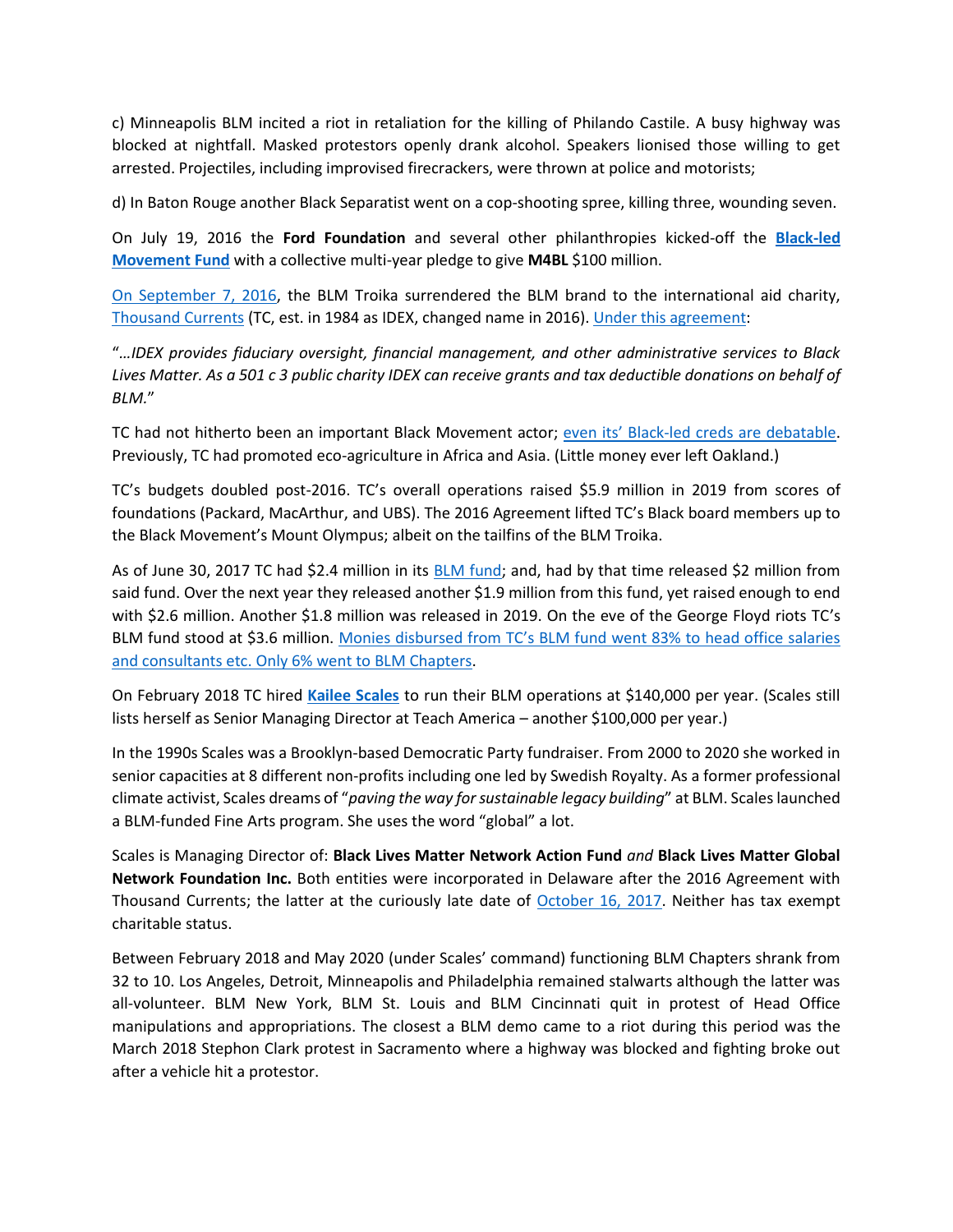c) Minneapolis BLM incited a riot in retaliation for the killing of Philando Castile. A busy highway was blocked at nightfall. Masked protestors openly drank alcohol. Speakers lionised those willing to get arrested. Projectiles, including improvised firecrackers, were thrown at police and motorists;

d) In Baton Rouge another Black Separatist went on a cop-shooting spree, killing three, wounding seven.

On July 19, 2016 the **Ford Foundation** and several other philanthropies kicked-off the **Black-led Movement Fund** with a collective multi-year pledge to give **M4BL** $100 million.

On September 7, 2016, the BLM Troika surrendered the BLM brand to the international aid charity, Thousand Currents (TC, est. in 1984 as IDEX, changed name in 2016). Under this agreement:

"*…IDEX provides fiduciary oversight, financial management, and other administrative services to Black Lives Matter. As a 501 c 3 public charity IDEX can receive grants and tax deductible donations on behalf of BLM.*"

TC had not hitherto been an important Black Movement actor; even its' Black-led creds are debatable. Previously, TC had promoted eco-agriculture in Africa and Asia. (Little money ever left Oakland.)

TC's budgets doubled post-2016. TC's overall operations raised $5.9 million in 2019 from scores of foundations (Packard, MacArthur, and UBS). The 2016 Agreement lifted TC's Black board members up to the Black Movement's Mount Olympus; albeit on the tailfins of the BLM Troika.

As of June 30, 2017 TC had $2.4 million in its BLM fund; and, had by that time released $2 million from said fund. Over the next year they released another $1.9 million from this fund, yet raised enough to end with $2.6 million. Another $1.8 million was released in 2019. On the eve of the George Floyd riots TC's BLM fund stood at $3.6 million. Monies disbursed from TC's BLM fund went 83% to head office salaries and consultants etc. Only 6% went to BLM Chapters.

On February 2018 TC hired **Kailee Scales** to run their BLM operations at $140,000 per year. (Scales still lists herself as Senior Managing Director at Teach America – another $100,000 per year.)

In the 1990s Scales was a Brooklyn-based Democratic Party fundraiser. From 2000 to 2020 she worked in senior capacities at 8 different non-profits including one led by Swedish Royalty. As a former professional climate activist, Scales dreams of "*paving the way for sustainable legacy building*" at BLM. Scales launched a BLM-funded Fine Arts program. She uses the word "global" a lot.

Scales is Managing Director of: **Black Lives Matter Network Action Fund** *and* **Black Lives Matter Global Network Foundation Inc.** Both entities were incorporated in Delaware after the 2016 Agreement with Thousand Currents; the latter at the curiously late date of October 16, 2017. Neither has tax exempt charitable status.

Between February 2018 and May 2020 (under Scales' command) functioning BLM Chapters shrank from 32 to 10. Los Angeles, Detroit, Minneapolis and Philadelphia remained stalwarts although the latter was all-volunteer. BLM New York, BLM St. Louis and BLM Cincinnati quit in protest of Head Office manipulations and appropriations. The closest a BLM demo came to a riot during this period was the March 2018 Stephon Clark protest in Sacramento where a highway was blocked and fighting broke out after a vehicle hit a protestor.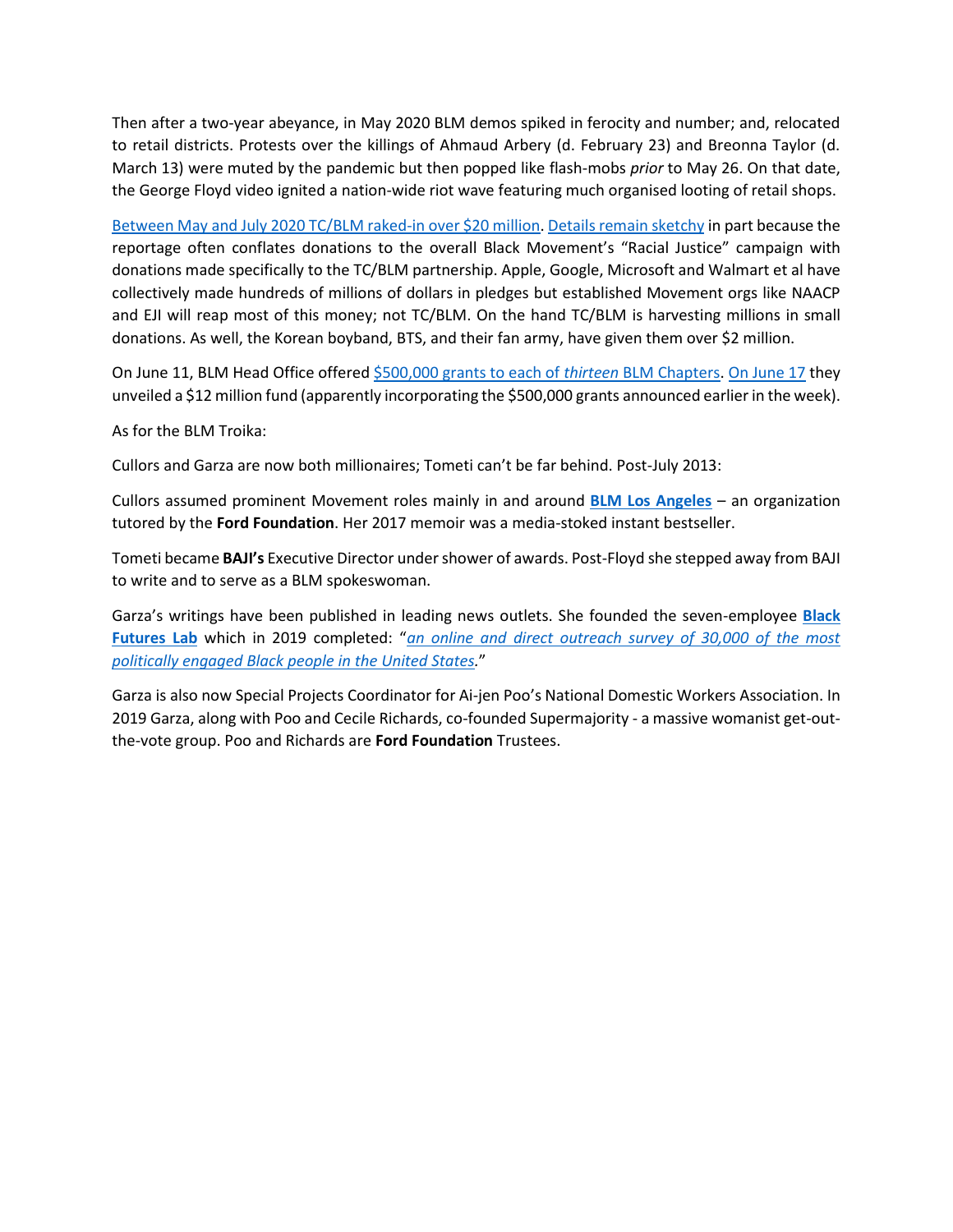Then after a two-year abeyance, in May 2020 BLM demos spiked in ferocity and number; and, relocated to retail districts. Protests over the killings of Ahmaud Arbery (d. February 23) and Breonna Taylor (d. March 13) were muted by the pandemic but then popped like flash-mobs *prior* to May 26. On that date, the George Floyd video ignited a nation-wide riot wave featuring much organised looting of retail shops.

Between May and July 2020 TC/BLM raked-in over $20 million. Details remain sketchy in part because the reportage often conflates donations to the overall Black Movement's "Racial Justice" campaign with donations made specifically to the TC/BLM partnership. Apple, Google, Microsoft and Walmart et al have collectively made hundreds of millions of dollars in pledges but established Movement orgs like NAACP and EJI will reap most of this money; not TC/BLM. On the hand TC/BLM is harvesting millions in small donations. As well, the Korean boyband, BTS, and their fan army, have given them over $2 million.

On June 11, BLM Head Office offered $500,000 grants to each of *thirteen* BLM Chapters. On June 17 they unveiled a $12 million fund (apparently incorporating the $500,000 grants announced earlier in the week).

As for the BLM Troika:

Cullors and Garza are now both millionaires; Tometi can't be far behind. Post-July 2013:

Cullors assumed prominent Movement roles mainly in and around **BLM Los Angeles** – an organization tutored by the **Ford Foundation**. Her 2017 memoir was a media-stoked instant bestseller.

Tometi became **BAJI's** Executive Director under shower of awards. Post-Floyd she stepped away from BAJI to write and to serve as a BLM spokeswoman.

Garza's writings have been published in leading news outlets. She founded the seven-employee **Black Futures Lab** which in 2019 completed: "*an online and direct outreach survey of 30,000 of the most politically engaged Black people in the United States*."

Garza is also now Special Projects Coordinator for Ai-jen Poo's National Domestic Workers Association. In 2019 Garza, along with Poo and Cecile Richards, co-founded Supermajority - a massive womanist get-out-the-vote group. Poo and Richards are **Ford Foundation** Trustees.